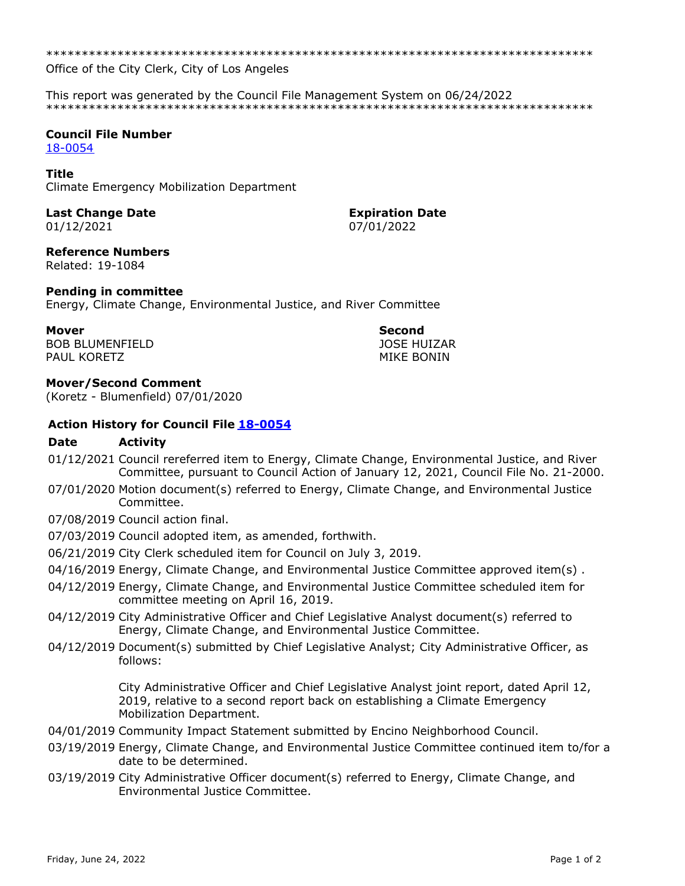******************************************************************************
Office of the City Clerk, City of Los Angeles

This report was generated by the Council File Management System on 06/24/2022
******************************************************************************

**Council File Number**
18-0054

**Title**
Climate Emergency Mobilization Department

**Last Change Date**
01/12/2021

**Expiration Date**
07/01/2022

**Reference Numbers**
Related: 19-1084

**Pending in committee**
Energy, Climate Change, Environmental Justice, and River Committee

**Mover**
BOB BLUMENFIELD
PAUL KORETZ

**Second**
JOSE HUIZAR
MIKE BONIN

**Mover/Second Comment**
(Koretz - Blumenfield) 07/01/2020

### Action History for Council File 18-0054

| Date | Activity |
|---|---|
| 01/12/2021 | Council rereferred item to Energy, Climate Change, Environmental Justice, and River Committee, pursuant to Council Action of January 12, 2021, Council File No. 21-2000. |
| 07/01/2020 | Motion document(s) referred to Energy, Climate Change, and Environmental Justice Committee. |
| 07/08/2019 | Council action final. |
| 07/03/2019 | Council adopted item, as amended, forthwith. |
| 06/21/2019 | City Clerk scheduled item for Council on July 3, 2019. |
| 04/16/2019 | Energy, Climate Change, and Environmental Justice Committee approved item(s) . |
| 04/12/2019 | Energy, Climate Change, and Environmental Justice Committee scheduled item for committee meeting on April 16, 2019. |
| 04/12/2019 | City Administrative Officer and Chief Legislative Analyst document(s) referred to Energy, Climate Change, and Environmental Justice Committee. |
| 04/12/2019 | Document(s) submitted by Chief Legislative Analyst; City Administrative Officer, as follows:<br><br>City Administrative Officer and Chief Legislative Analyst joint report, dated April 12, 2019, relative to a second report back on establishing a Climate Emergency Mobilization Department. |
| 04/01/2019 | Community Impact Statement submitted by Encino Neighborhood Council. |
| 03/19/2019 | Energy, Climate Change, and Environmental Justice Committee continued item to/for a date to be determined. |
| 03/19/2019 | City Administrative Officer document(s) referred to Energy, Climate Change, and Environmental Justice Committee. |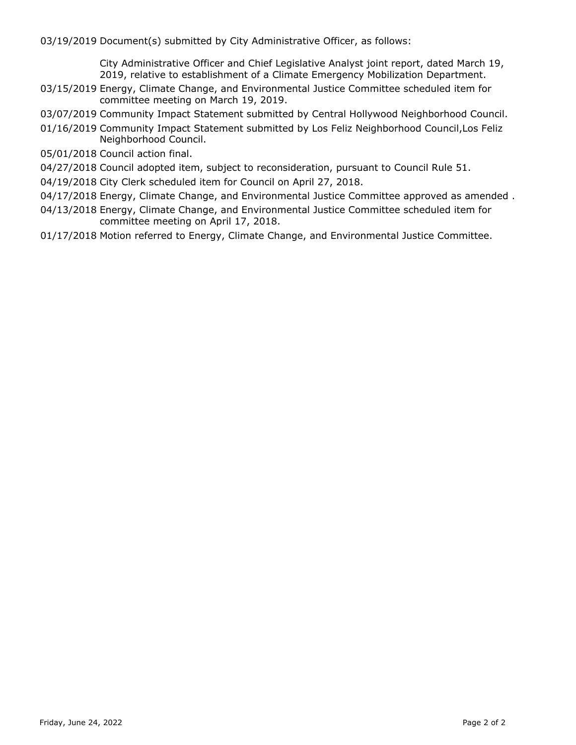03/19/2019 Document(s) submitted by City Administrative Officer, as follows:

City Administrative Officer and Chief Legislative Analyst joint report, dated March 19, 2019, relative to establishment of a Climate Emergency Mobilization Department.

03/15/2019 Energy, Climate Change, and Environmental Justice Committee scheduled item for committee meeting on March 19, 2019.

03/07/2019 Community Impact Statement submitted by Central Hollywood Neighborhood Council.

01/16/2019 Community Impact Statement submitted by Los Feliz Neighborhood Council,Los Feliz Neighborhood Council.

05/01/2018 Council action final.

04/27/2018 Council adopted item, subject to reconsideration, pursuant to Council Rule 51.

04/19/2018 City Clerk scheduled item for Council on April 27, 2018.

04/17/2018 Energy, Climate Change, and Environmental Justice Committee approved as amended .

04/13/2018 Energy, Climate Change, and Environmental Justice Committee scheduled item for committee meeting on April 17, 2018.

01/17/2018 Motion referred to Energy, Climate Change, and Environmental Justice Committee.